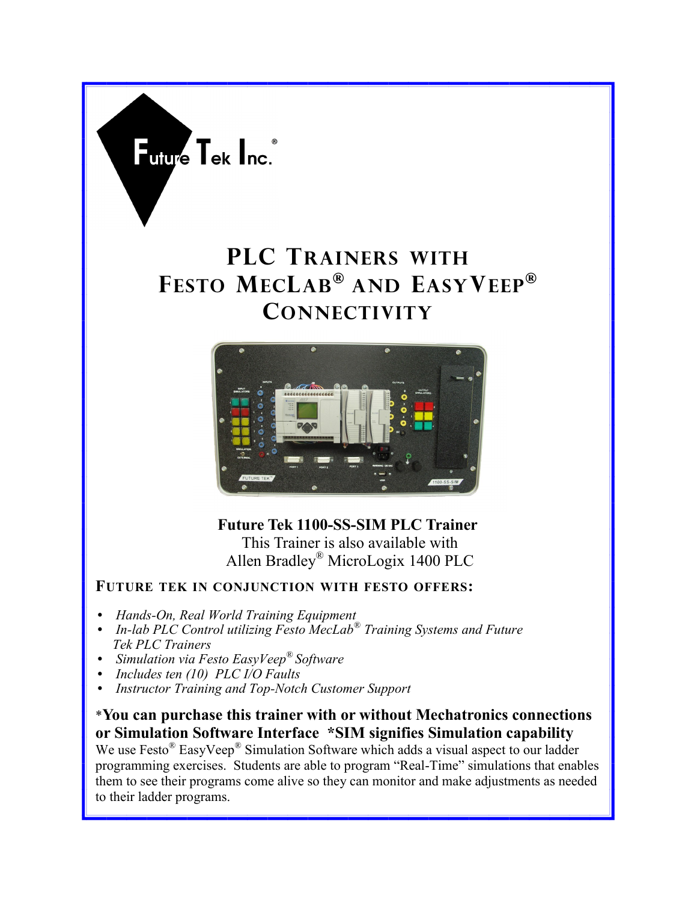Future Tek Inc.®

# PLC Trainers with Festo MecLab® and EasyVeep® Connectivity

**Future Tek 1100-SS-SIM PLC Trainer**
This Trainer is also available with
Allen Bradley® MicroLogix 1400 PLC

## Future Tek in conjunction with Festo offers:

- *Hands-On, Real World Training Equipment*
- *In-lab PLC Control utilizing Festo MecLab® Training Systems and Future Tek PLC Trainers*
- *Simulation via Festo EasyVeep® Software*
- *Includes ten (10) PLC I/O Faults*
- *Instructor Training and Top-Notch Customer Support*

*​**You can purchase this trainer with or without Mechatronics connections or Simulation Software Interface \*SIM signifies Simulation capability**

We use Festo® EasyVeep® Simulation Software which adds a visual aspect to our ladder programming exercises. Students are able to program "Real-Time" simulations that enables them to see their programs come alive so they can monitor and make adjustments as needed to their ladder programs.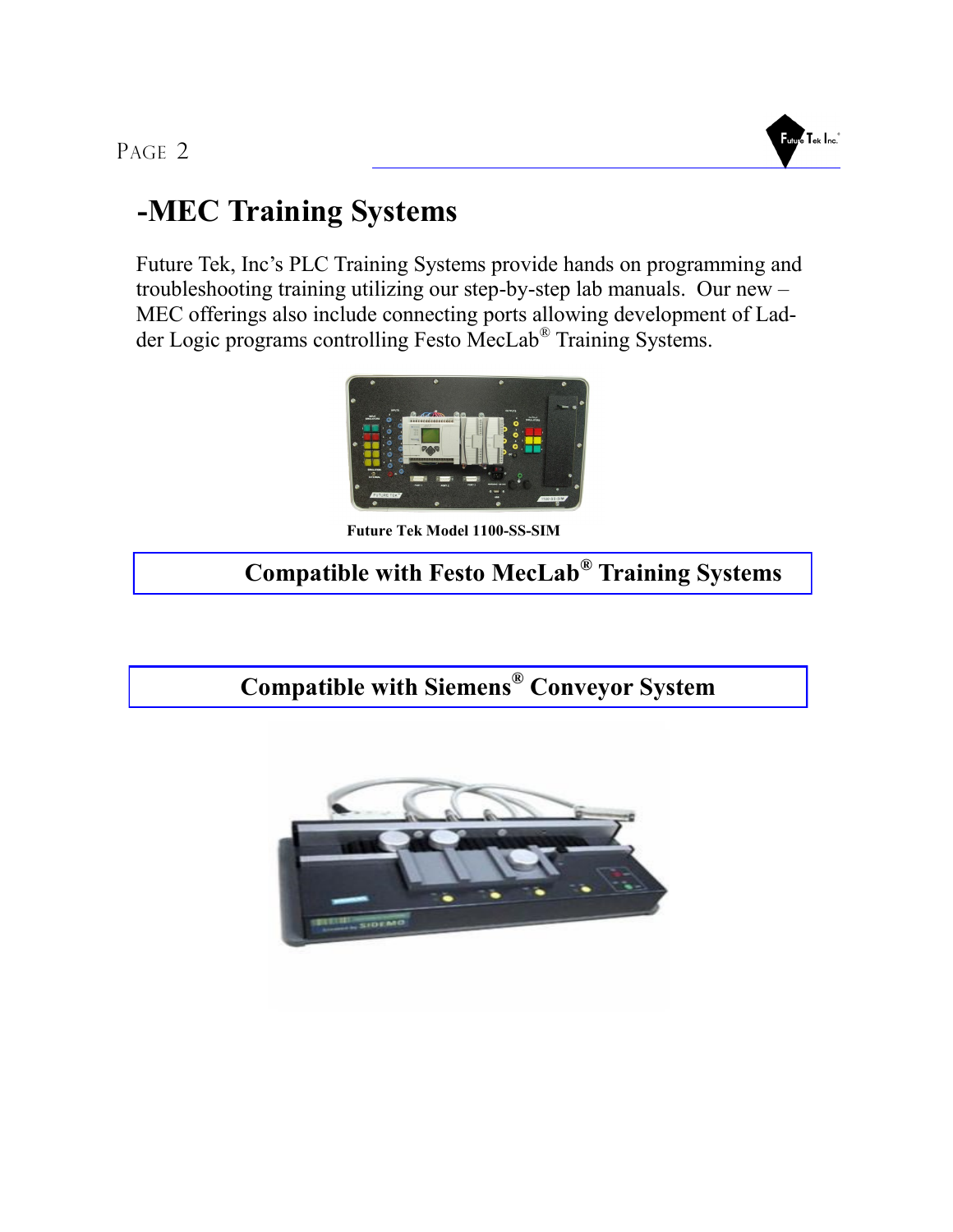# -MEC Training Systems

Future Tek, Inc's PLC Training Systems provide hands on programming and troubleshooting training utilizing our step-by-step lab manuals. Our new –MEC offerings also include connecting ports allowing development of Ladder Logic programs controlling Festo MecLab® Training Systems.

**Future Tek Model 1100-SS-SIM**

**Compatible with Festo MecLab® Training Systems**

**Compatible with Siemens® Conveyor System**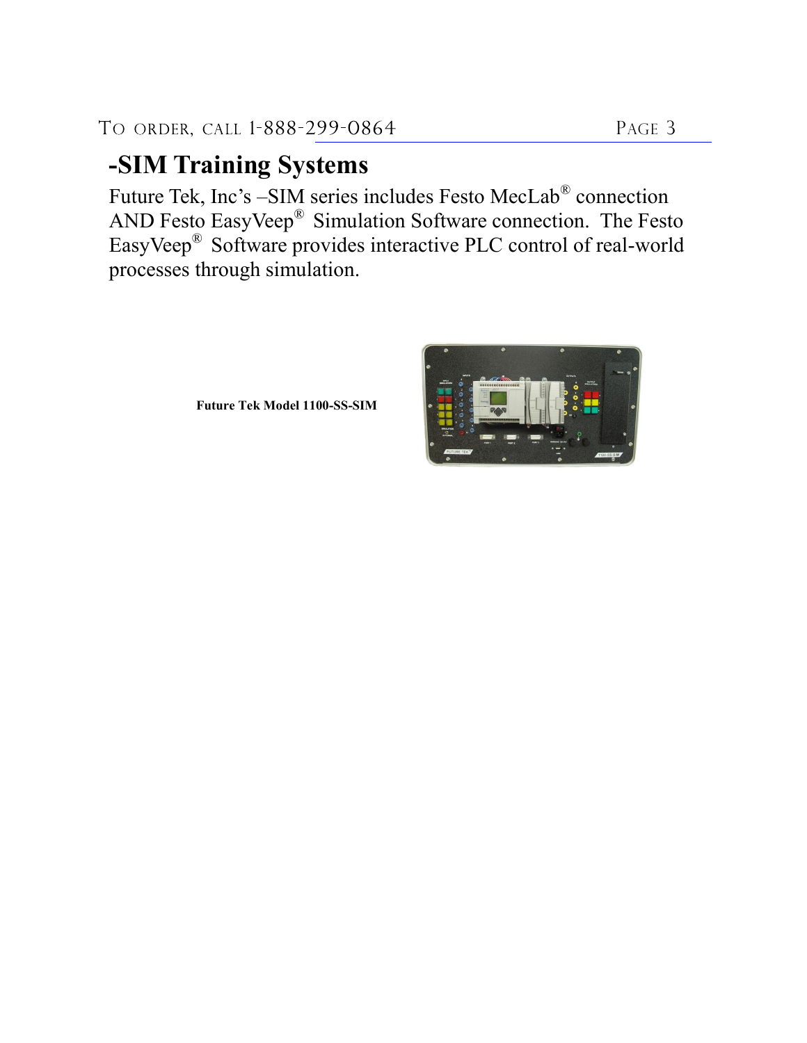## -SIM Training Systems

Future Tek, Inc's –SIM series includes Festo MecLab® connection AND Festo EasyVeep® Simulation Software connection. The Festo EasyVeep® Software provides interactive PLC control of real-world processes through simulation.

**Future Tek Model 1100-SS-SIM**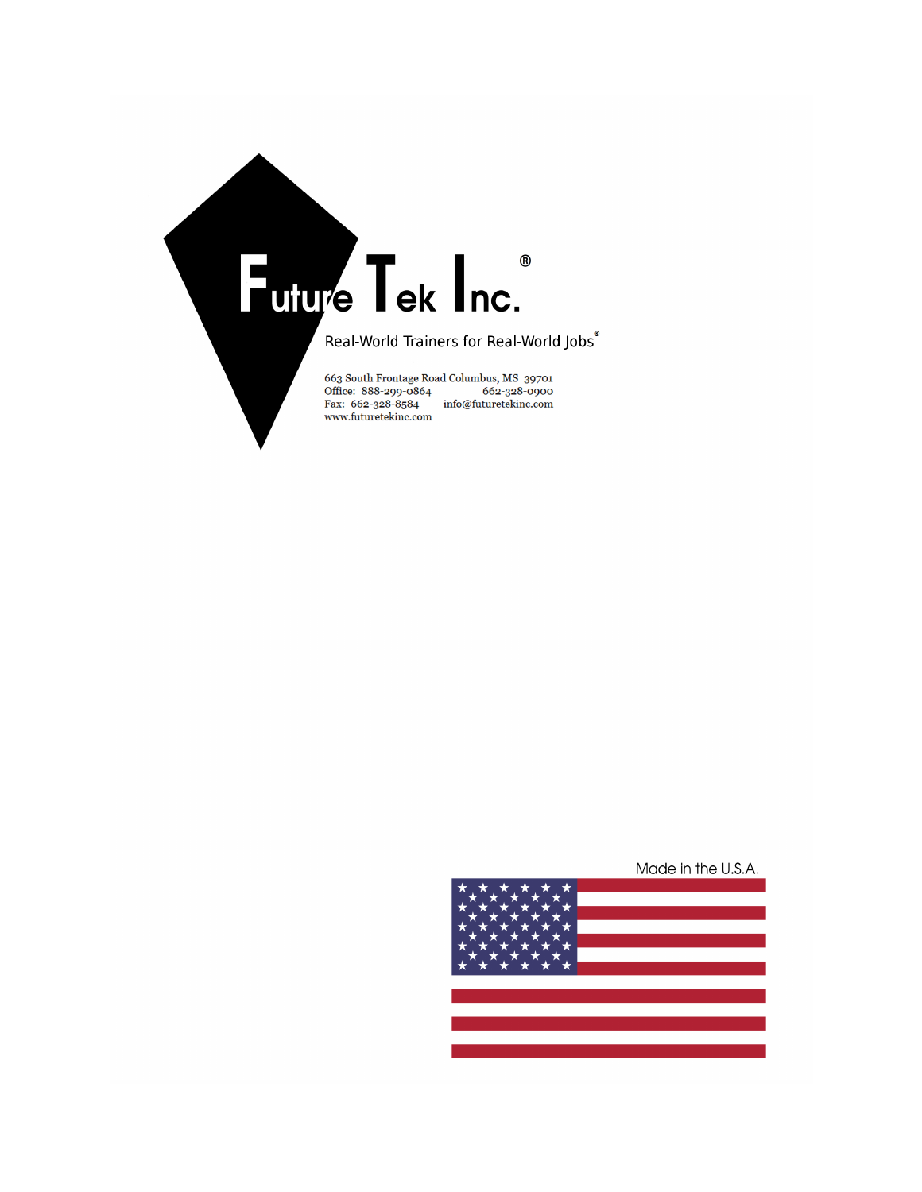# Future Tek Inc.®

Real-World Trainers for Real-World Jobs®

663 South Frontage Road Columbus, MS 39701
Office: 888-299-0864 662-328-0900
Fax: 662-328-8584 info@futuretekinc.com
www.futuretekinc.com

Made in the U.S.A.